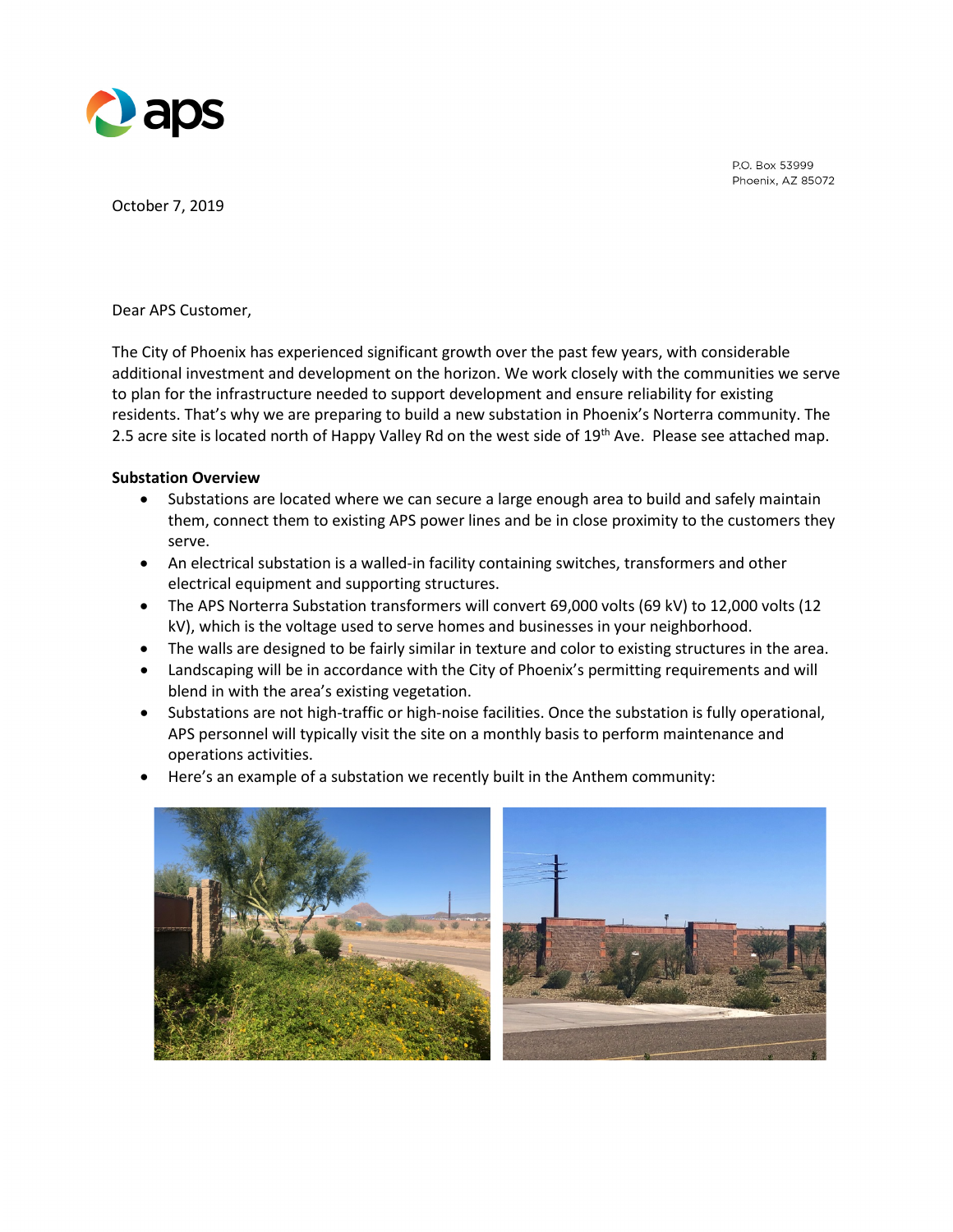P.O. Box 53999
Phoenix, AZ 85072

October 7, 2019

Dear APS Customer,

The City of Phoenix has experienced significant growth over the past few years, with considerable additional investment and development on the horizon. We work closely with the communities we serve to plan for the infrastructure needed to support development and ensure reliability for existing residents. That's why we are preparing to build a new substation in Phoenix's Norterra community. The 2.5 acre site is located north of Happy Valley Rd on the west side of 19th Ave. Please see attached map.

**Substation Overview**

- Substations are located where we can secure a large enough area to build and safely maintain them, connect them to existing APS power lines and be in close proximity to the customers they serve.
- An electrical substation is a walled-in facility containing switches, transformers and other electrical equipment and supporting structures.
- The APS Norterra Substation transformers will convert 69,000 volts (69 kV) to 12,000 volts (12 kV), which is the voltage used to serve homes and businesses in your neighborhood.
- The walls are designed to be fairly similar in texture and color to existing structures in the area.
- Landscaping will be in accordance with the City of Phoenix's permitting requirements and will blend in with the area's existing vegetation.
- Substations are not high-traffic or high-noise facilities. Once the substation is fully operational, APS personnel will typically visit the site on a monthly basis to perform maintenance and operations activities.
- Here's an example of a substation we recently built in the Anthem community: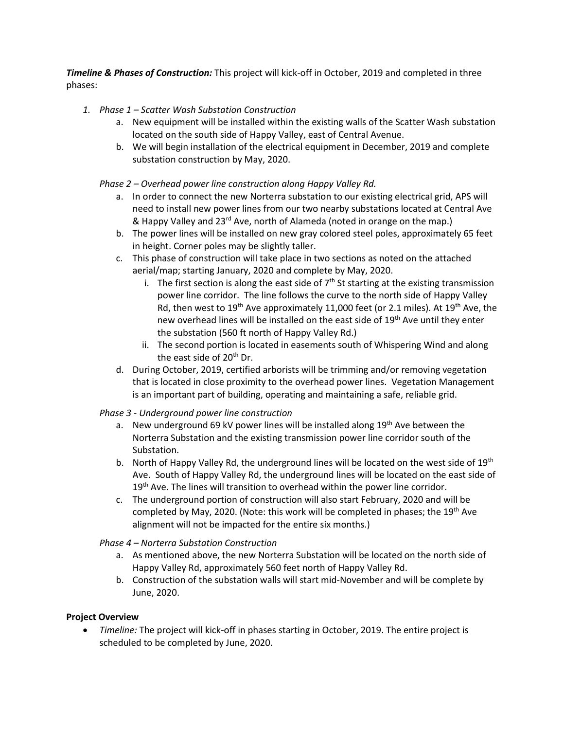***Timeline & Phases of Construction:*** This project will kick-off in October, 2019 and completed in three phases:

1. *Phase 1 – Scatter Wash Substation Construction*
   a. New equipment will be installed within the existing walls of the Scatter Wash substation located on the south side of Happy Valley, east of Central Avenue.
   b. We will begin installation of the electrical equipment in December, 2019 and complete substation construction by May, 2020.

   *Phase 2 – Overhead power line construction along Happy Valley Rd.*
   a. In order to connect the new Norterra substation to our existing electrical grid, APS will need to install new power lines from our two nearby substations located at Central Ave & Happy Valley and 23rd Ave, north of Alameda (noted in orange on the map.)
   b. The power lines will be installed on new gray colored steel poles, approximately 65 feet in height. Corner poles may be slightly taller.
   c. This phase of construction will take place in two sections as noted on the attached aerial/map; starting January, 2020 and complete by May, 2020.
      i. The first section is along the east side of 7th St starting at the existing transmission power line corridor. The line follows the curve to the north side of Happy Valley Rd, then west to 19th Ave approximately 11,000 feet (or 2.1 miles). At 19th Ave, the new overhead lines will be installed on the east side of 19th Ave until they enter the substation (560 ft north of Happy Valley Rd.)
      ii. The second portion is located in easements south of Whispering Wind and along the east side of 20th Dr.
   d. During October, 2019, certified arborists will be trimming and/or removing vegetation that is located in close proximity to the overhead power lines. Vegetation Management is an important part of building, operating and maintaining a safe, reliable grid.

   *Phase 3 - Underground power line construction*
   a. New underground 69 kV power lines will be installed along 19th Ave between the Norterra Substation and the existing transmission power line corridor south of the Substation.
   b. North of Happy Valley Rd, the underground lines will be located on the west side of 19th Ave. South of Happy Valley Rd, the underground lines will be located on the east side of 19th Ave. The lines will transition to overhead within the power line corridor.
   c. The underground portion of construction will also start February, 2020 and will be completed by May, 2020. (Note: this work will be completed in phases; the 19th Ave alignment will not be impacted for the entire six months.)

   *Phase 4 – Norterra Substation Construction*
   a. As mentioned above, the new Norterra Substation will be located on the north side of Happy Valley Rd, approximately 560 feet north of Happy Valley Rd.
   b. Construction of the substation walls will start mid-November and will be complete by June, 2020.

**Project Overview**

- *Timeline:* The project will kick-off in phases starting in October, 2019. The entire project is scheduled to be completed by June, 2020.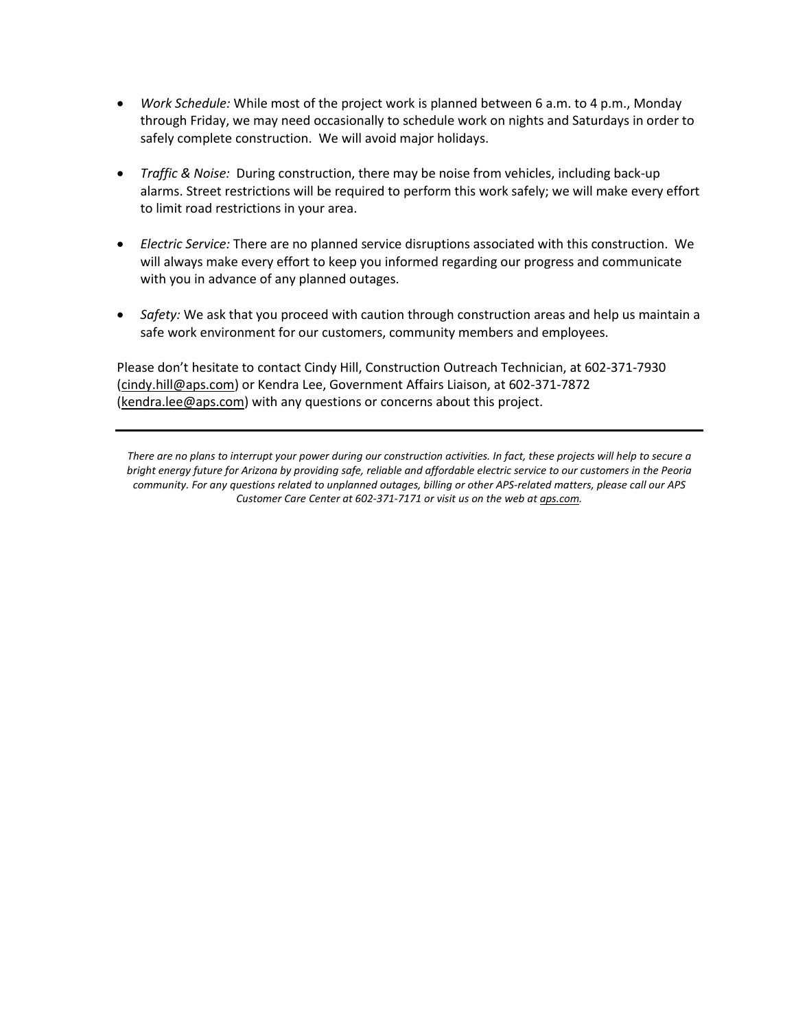- *Work Schedule:* While most of the project work is planned between 6 a.m. to 4 p.m., Monday through Friday, we may need occasionally to schedule work on nights and Saturdays in order to safely complete construction. We will avoid major holidays.

- *Traffic & Noise:* During construction, there may be noise from vehicles, including back-up alarms. Street restrictions will be required to perform this work safely; we will make every effort to limit road restrictions in your area.

- *Electric Service:* There are no planned service disruptions associated with this construction. We will always make every effort to keep you informed regarding our progress and communicate with you in advance of any planned outages.

- *Safety:* We ask that you proceed with caution through construction areas and help us maintain a safe work environment for our customers, community members and employees.

Please don't hesitate to contact Cindy Hill, Construction Outreach Technician, at 602-371-7930 (cindy.hill@aps.com) or Kendra Lee, Government Affairs Liaison, at 602-371-7872 (kendra.lee@aps.com) with any questions or concerns about this project.

---

*There are no plans to interrupt your power during our construction activities. In fact, these projects will help to secure a bright energy future for Arizona by providing safe, reliable and affordable electric service to our customers in the Peoria community. For any questions related to unplanned outages, billing or other APS-related matters, please call our APS Customer Care Center at 602-371-7171 or visit us on the web at aps.com.*